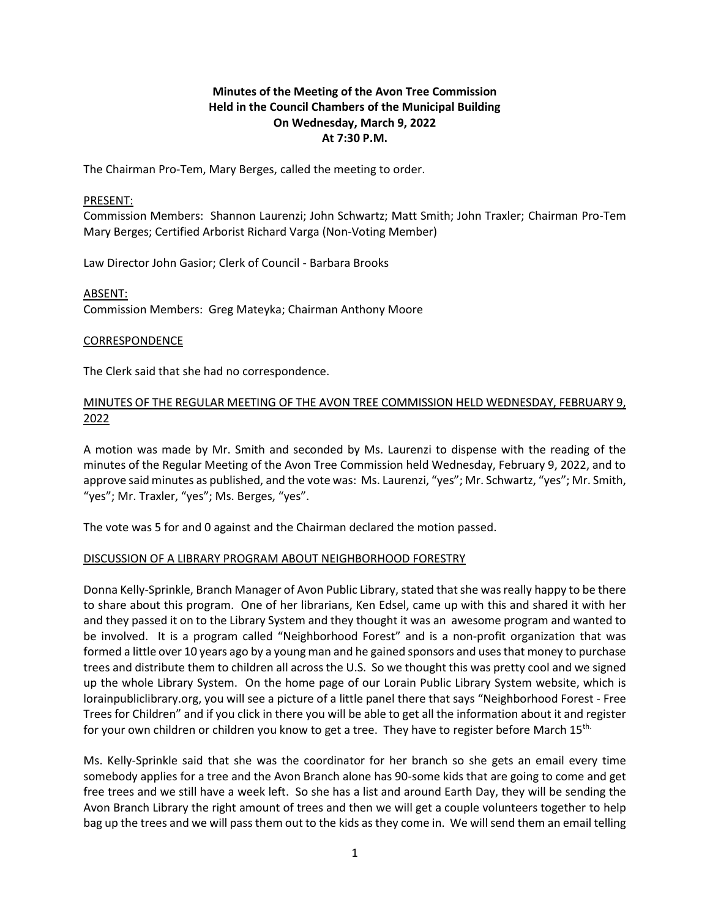**Minutes of the Meeting of the Avon Tree Commission**
**Held in the Council Chambers of the Municipal Building**
**On Wednesday, March 9, 2022**
**At 7:30 P.M.**

The Chairman Pro-Tem, Mary Berges, called the meeting to order.

PRESENT:
Commission Members: Shannon Laurenzi; John Schwartz; Matt Smith; John Traxler; Chairman Pro-Tem Mary Berges; Certified Arborist Richard Varga (Non-Voting Member)

Law Director John Gasior; Clerk of Council - Barbara Brooks

ABSENT:
Commission Members: Greg Mateyka; Chairman Anthony Moore

CORRESPONDENCE

The Clerk said that she had no correspondence.

MINUTES OF THE REGULAR MEETING OF THE AVON TREE COMMISSION HELD WEDNESDAY, FEBRUARY 9, 2022

A motion was made by Mr. Smith and seconded by Ms. Laurenzi to dispense with the reading of the minutes of the Regular Meeting of the Avon Tree Commission held Wednesday, February 9, 2022, and to approve said minutes as published, and the vote was: Ms. Laurenzi, "yes"; Mr. Schwartz, "yes"; Mr. Smith, "yes"; Mr. Traxler, "yes"; Ms. Berges, "yes".

The vote was 5 for and 0 against and the Chairman declared the motion passed.

DISCUSSION OF A LIBRARY PROGRAM ABOUT NEIGHBORHOOD FORESTRY

Donna Kelly-Sprinkle, Branch Manager of Avon Public Library, stated that she was really happy to be there to share about this program. One of her librarians, Ken Edsel, came up with this and shared it with her and they passed it on to the Library System and they thought it was an awesome program and wanted to be involved. It is a program called "Neighborhood Forest" and is a non-profit organization that was formed a little over 10 years ago by a young man and he gained sponsors and uses that money to purchase trees and distribute them to children all across the U.S. So we thought this was pretty cool and we signed up the whole Library System. On the home page of our Lorain Public Library System website, which is lorainpubliclibrary.org, you will see a picture of a little panel there that says "Neighborhood Forest - Free Trees for Children" and if you click in there you will be able to get all the information about it and register for your own children or children you know to get a tree. They have to register before March 15th.

Ms. Kelly-Sprinkle said that she was the coordinator for her branch so she gets an email every time somebody applies for a tree and the Avon Branch alone has 90-some kids that are going to come and get free trees and we still have a week left. So she has a list and around Earth Day, they will be sending the Avon Branch Library the right amount of trees and then we will get a couple volunteers together to help bag up the trees and we will pass them out to the kids as they come in. We will send them an email telling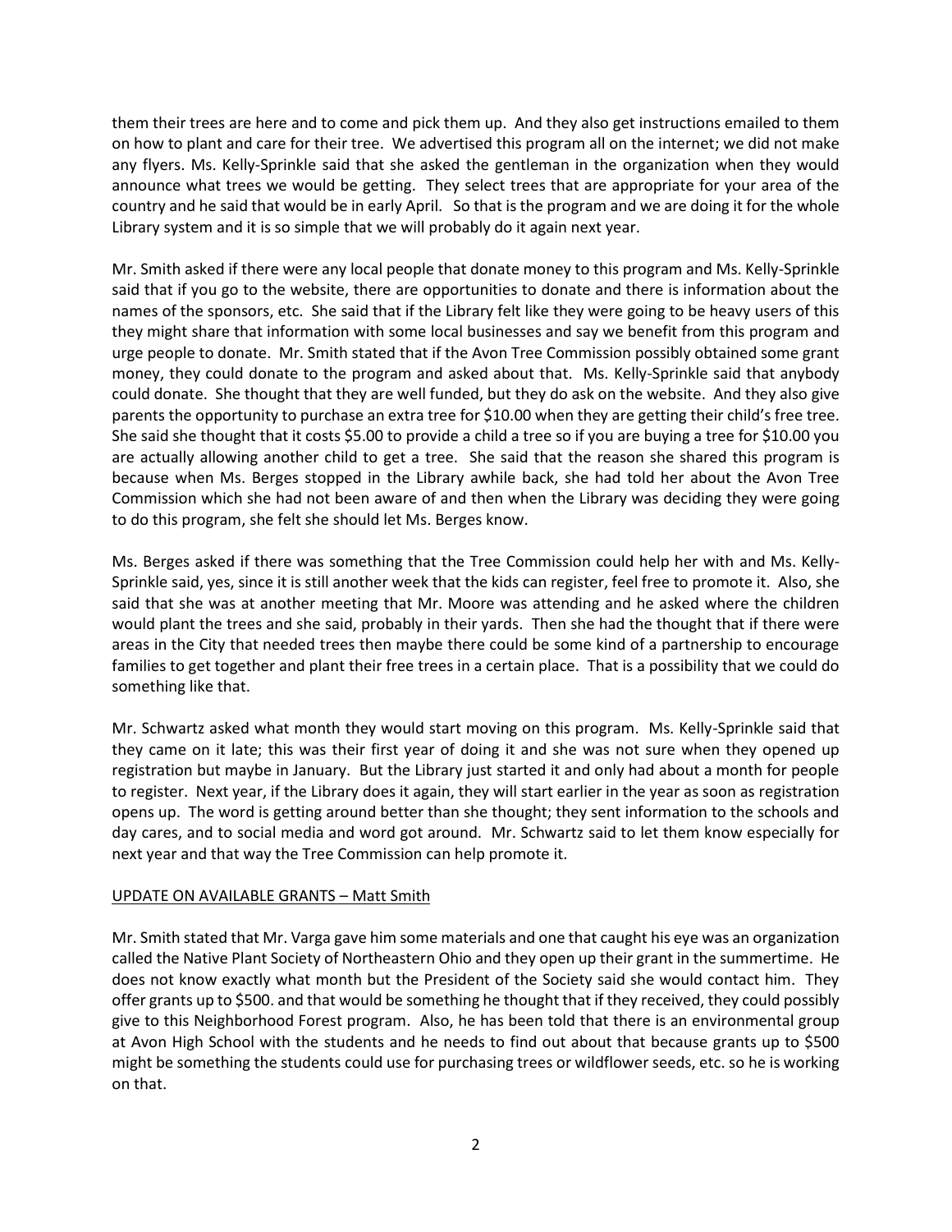them their trees are here and to come and pick them up. And they also get instructions emailed to them on how to plant and care for their tree. We advertised this program all on the internet; we did not make any flyers. Ms. Kelly-Sprinkle said that she asked the gentleman in the organization when they would announce what trees we would be getting. They select trees that are appropriate for your area of the country and he said that would be in early April. So that is the program and we are doing it for the whole Library system and it is so simple that we will probably do it again next year.

Mr. Smith asked if there were any local people that donate money to this program and Ms. Kelly-Sprinkle said that if you go to the website, there are opportunities to donate and there is information about the names of the sponsors, etc. She said that if the Library felt like they were going to be heavy users of this they might share that information with some local businesses and say we benefit from this program and urge people to donate. Mr. Smith stated that if the Avon Tree Commission possibly obtained some grant money, they could donate to the program and asked about that. Ms. Kelly-Sprinkle said that anybody could donate. She thought that they are well funded, but they do ask on the website. And they also give parents the opportunity to purchase an extra tree for $10.00 when they are getting their child's free tree. She said she thought that it costs $5.00 to provide a child a tree so if you are buying a tree for $10.00 you are actually allowing another child to get a tree. She said that the reason she shared this program is because when Ms. Berges stopped in the Library awhile back, she had told her about the Avon Tree Commission which she had not been aware of and then when the Library was deciding they were going to do this program, she felt she should let Ms. Berges know.

Ms. Berges asked if there was something that the Tree Commission could help her with and Ms. Kelly-Sprinkle said, yes, since it is still another week that the kids can register, feel free to promote it. Also, she said that she was at another meeting that Mr. Moore was attending and he asked where the children would plant the trees and she said, probably in their yards. Then she had the thought that if there were areas in the City that needed trees then maybe there could be some kind of a partnership to encourage families to get together and plant their free trees in a certain place. That is a possibility that we could do something like that.

Mr. Schwartz asked what month they would start moving on this program. Ms. Kelly-Sprinkle said that they came on it late; this was their first year of doing it and she was not sure when they opened up registration but maybe in January. But the Library just started it and only had about a month for people to register. Next year, if the Library does it again, they will start earlier in the year as soon as registration opens up. The word is getting around better than she thought; they sent information to the schools and day cares, and to social media and word got around. Mr. Schwartz said to let them know especially for next year and that way the Tree Commission can help promote it.

UPDATE ON AVAILABLE GRANTS – Matt Smith

Mr. Smith stated that Mr. Varga gave him some materials and one that caught his eye was an organization called the Native Plant Society of Northeastern Ohio and they open up their grant in the summertime. He does not know exactly what month but the President of the Society said she would contact him. They offer grants up to $500. and that would be something he thought that if they received, they could possibly give to this Neighborhood Forest program. Also, he has been told that there is an environmental group at Avon High School with the students and he needs to find out about that because grants up to $500 might be something the students could use for purchasing trees or wildflower seeds, etc. so he is working on that.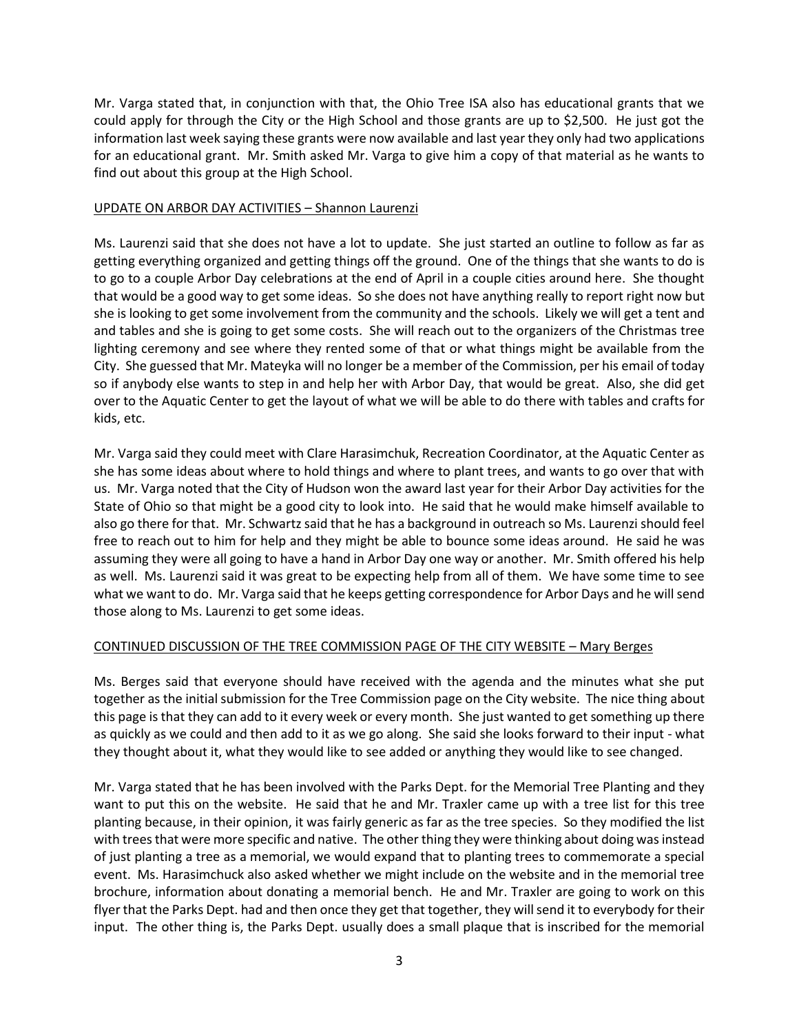Mr. Varga stated that, in conjunction with that, the Ohio Tree ISA also has educational grants that we could apply for through the City or the High School and those grants are up to $2,500. He just got the information last week saying these grants were now available and last year they only had two applications for an educational grant. Mr. Smith asked Mr. Varga to give him a copy of that material as he wants to find out about this group at the High School.

UPDATE ON ARBOR DAY ACTIVITIES – Shannon Laurenzi

Ms. Laurenzi said that she does not have a lot to update. She just started an outline to follow as far as getting everything organized and getting things off the ground. One of the things that she wants to do is to go to a couple Arbor Day celebrations at the end of April in a couple cities around here. She thought that would be a good way to get some ideas. So she does not have anything really to report right now but she is looking to get some involvement from the community and the schools. Likely we will get a tent and and tables and she is going to get some costs. She will reach out to the organizers of the Christmas tree lighting ceremony and see where they rented some of that or what things might be available from the City. She guessed that Mr. Mateyka will no longer be a member of the Commission, per his email of today so if anybody else wants to step in and help her with Arbor Day, that would be great. Also, she did get over to the Aquatic Center to get the layout of what we will be able to do there with tables and crafts for kids, etc.

Mr. Varga said they could meet with Clare Harasimchuk, Recreation Coordinator, at the Aquatic Center as she has some ideas about where to hold things and where to plant trees, and wants to go over that with us. Mr. Varga noted that the City of Hudson won the award last year for their Arbor Day activities for the State of Ohio so that might be a good city to look into. He said that he would make himself available to also go there for that. Mr. Schwartz said that he has a background in outreach so Ms. Laurenzi should feel free to reach out to him for help and they might be able to bounce some ideas around. He said he was assuming they were all going to have a hand in Arbor Day one way or another. Mr. Smith offered his help as well. Ms. Laurenzi said it was great to be expecting help from all of them. We have some time to see what we want to do. Mr. Varga said that he keeps getting correspondence for Arbor Days and he will send those along to Ms. Laurenzi to get some ideas.

CONTINUED DISCUSSION OF THE TREE COMMISSION PAGE OF THE CITY WEBSITE – Mary Berges

Ms. Berges said that everyone should have received with the agenda and the minutes what she put together as the initial submission for the Tree Commission page on the City website. The nice thing about this page is that they can add to it every week or every month. She just wanted to get something up there as quickly as we could and then add to it as we go along. She said she looks forward to their input - what they thought about it, what they would like to see added or anything they would like to see changed.

Mr. Varga stated that he has been involved with the Parks Dept. for the Memorial Tree Planting and they want to put this on the website. He said that he and Mr. Traxler came up with a tree list for this tree planting because, in their opinion, it was fairly generic as far as the tree species. So they modified the list with trees that were more specific and native. The other thing they were thinking about doing was instead of just planting a tree as a memorial, we would expand that to planting trees to commemorate a special event. Ms. Harasimchuck also asked whether we might include on the website and in the memorial tree brochure, information about donating a memorial bench. He and Mr. Traxler are going to work on this flyer that the Parks Dept. had and then once they get that together, they will send it to everybody for their input. The other thing is, the Parks Dept. usually does a small plaque that is inscribed for the memorial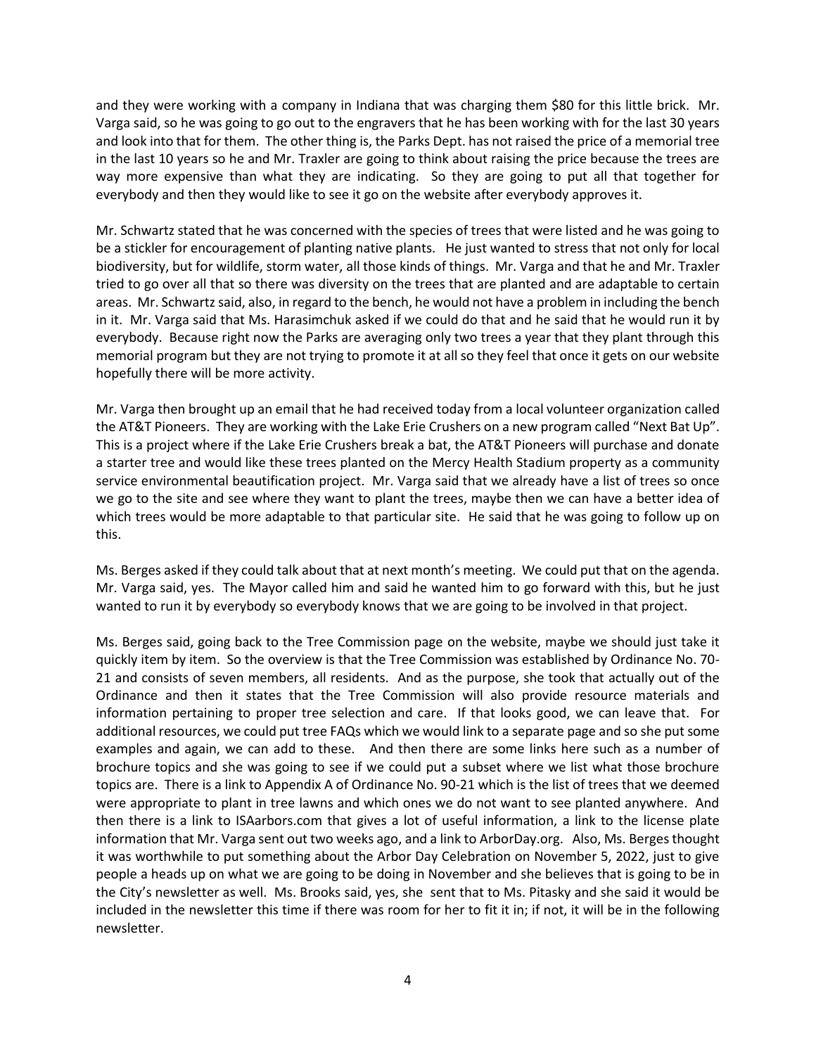and they were working with a company in Indiana that was charging them $80 for this little brick. Mr. Varga said, so he was going to go out to the engravers that he has been working with for the last 30 years and look into that for them. The other thing is, the Parks Dept. has not raised the price of a memorial tree in the last 10 years so he and Mr. Traxler are going to think about raising the price because the trees are way more expensive than what they are indicating. So they are going to put all that together for everybody and then they would like to see it go on the website after everybody approves it.

Mr. Schwartz stated that he was concerned with the species of trees that were listed and he was going to be a stickler for encouragement of planting native plants. He just wanted to stress that not only for local biodiversity, but for wildlife, storm water, all those kinds of things. Mr. Varga and that he and Mr. Traxler tried to go over all that so there was diversity on the trees that are planted and are adaptable to certain areas. Mr. Schwartz said, also, in regard to the bench, he would not have a problem in including the bench in it. Mr. Varga said that Ms. Harasimchuk asked if we could do that and he said that he would run it by everybody. Because right now the Parks are averaging only two trees a year that they plant through this memorial program but they are not trying to promote it at all so they feel that once it gets on our website hopefully there will be more activity.

Mr. Varga then brought up an email that he had received today from a local volunteer organization called the AT&T Pioneers. They are working with the Lake Erie Crushers on a new program called "Next Bat Up". This is a project where if the Lake Erie Crushers break a bat, the AT&T Pioneers will purchase and donate a starter tree and would like these trees planted on the Mercy Health Stadium property as a community service environmental beautification project. Mr. Varga said that we already have a list of trees so once we go to the site and see where they want to plant the trees, maybe then we can have a better idea of which trees would be more adaptable to that particular site. He said that he was going to follow up on this.

Ms. Berges asked if they could talk about that at next month's meeting. We could put that on the agenda. Mr. Varga said, yes. The Mayor called him and said he wanted him to go forward with this, but he just wanted to run it by everybody so everybody knows that we are going to be involved in that project.

Ms. Berges said, going back to the Tree Commission page on the website, maybe we should just take it quickly item by item. So the overview is that the Tree Commission was established by Ordinance No. 70-21 and consists of seven members, all residents. And as the purpose, she took that actually out of the Ordinance and then it states that the Tree Commission will also provide resource materials and information pertaining to proper tree selection and care. If that looks good, we can leave that. For additional resources, we could put tree FAQs which we would link to a separate page and so she put some examples and again, we can add to these. And then there are some links here such as a number of brochure topics and she was going to see if we could put a subset where we list what those brochure topics are. There is a link to Appendix A of Ordinance No. 90-21 which is the list of trees that we deemed were appropriate to plant in tree lawns and which ones we do not want to see planted anywhere. And then there is a link to ISAarbors.com that gives a lot of useful information, a link to the license plate information that Mr. Varga sent out two weeks ago, and a link to ArborDay.org. Also, Ms. Berges thought it was worthwhile to put something about the Arbor Day Celebration on November 5, 2022, just to give people a heads up on what we are going to be doing in November and she believes that is going to be in the City's newsletter as well. Ms. Brooks said, yes, she sent that to Ms. Pitasky and she said it would be included in the newsletter this time if there was room for her to fit it in; if not, it will be in the following newsletter.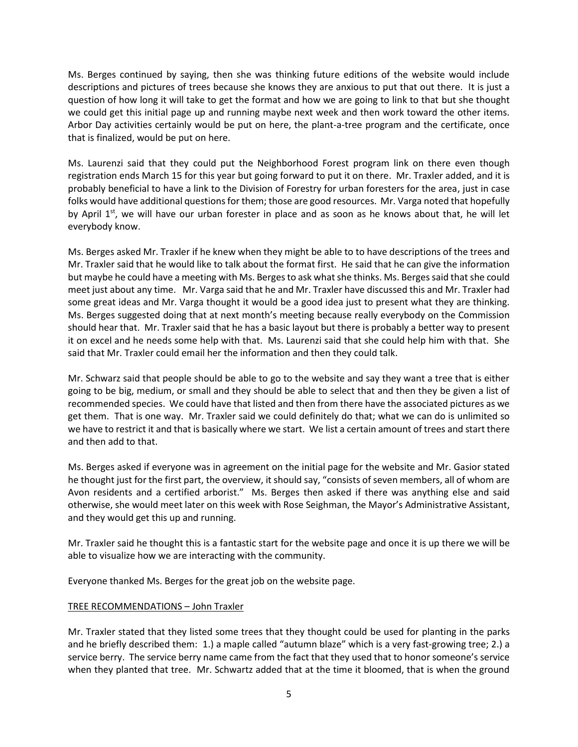Ms. Berges continued by saying, then she was thinking future editions of the website would include descriptions and pictures of trees because she knows they are anxious to put that out there. It is just a question of how long it will take to get the format and how we are going to link to that but she thought we could get this initial page up and running maybe next week and then work toward the other items. Arbor Day activities certainly would be put on here, the plant-a-tree program and the certificate, once that is finalized, would be put on here.

Ms. Laurenzi said that they could put the Neighborhood Forest program link on there even though registration ends March 15 for this year but going forward to put it on there. Mr. Traxler added, and it is probably beneficial to have a link to the Division of Forestry for urban foresters for the area, just in case folks would have additional questions for them; those are good resources. Mr. Varga noted that hopefully by April 1st, we will have our urban forester in place and as soon as he knows about that, he will let everybody know.

Ms. Berges asked Mr. Traxler if he knew when they might be able to to have descriptions of the trees and Mr. Traxler said that he would like to talk about the format first. He said that he can give the information but maybe he could have a meeting with Ms. Berges to ask what she thinks. Ms. Berges said that she could meet just about any time. Mr. Varga said that he and Mr. Traxler have discussed this and Mr. Traxler had some great ideas and Mr. Varga thought it would be a good idea just to present what they are thinking. Ms. Berges suggested doing that at next month's meeting because really everybody on the Commission should hear that. Mr. Traxler said that he has a basic layout but there is probably a better way to present it on excel and he needs some help with that. Ms. Laurenzi said that she could help him with that. She said that Mr. Traxler could email her the information and then they could talk.

Mr. Schwarz said that people should be able to go to the website and say they want a tree that is either going to be big, medium, or small and they should be able to select that and then they be given a list of recommended species. We could have that listed and then from there have the associated pictures as we get them. That is one way. Mr. Traxler said we could definitely do that; what we can do is unlimited so we have to restrict it and that is basically where we start. We list a certain amount of trees and start there and then add to that.

Ms. Berges asked if everyone was in agreement on the initial page for the website and Mr. Gasior stated he thought just for the first part, the overview, it should say, "consists of seven members, all of whom are Avon residents and a certified arborist." Ms. Berges then asked if there was anything else and said otherwise, she would meet later on this week with Rose Seighman, the Mayor's Administrative Assistant, and they would get this up and running.

Mr. Traxler said he thought this is a fantastic start for the website page and once it is up there we will be able to visualize how we are interacting with the community.

Everyone thanked Ms. Berges for the great job on the website page.

<u>TREE RECOMMENDATIONS – John Traxler</u>

Mr. Traxler stated that they listed some trees that they thought could be used for planting in the parks and he briefly described them: 1.) a maple called "autumn blaze" which is a very fast-growing tree; 2.) a service berry. The service berry name came from the fact that they used that to honor someone's service when they planted that tree. Mr. Schwartz added that at the time it bloomed, that is when the ground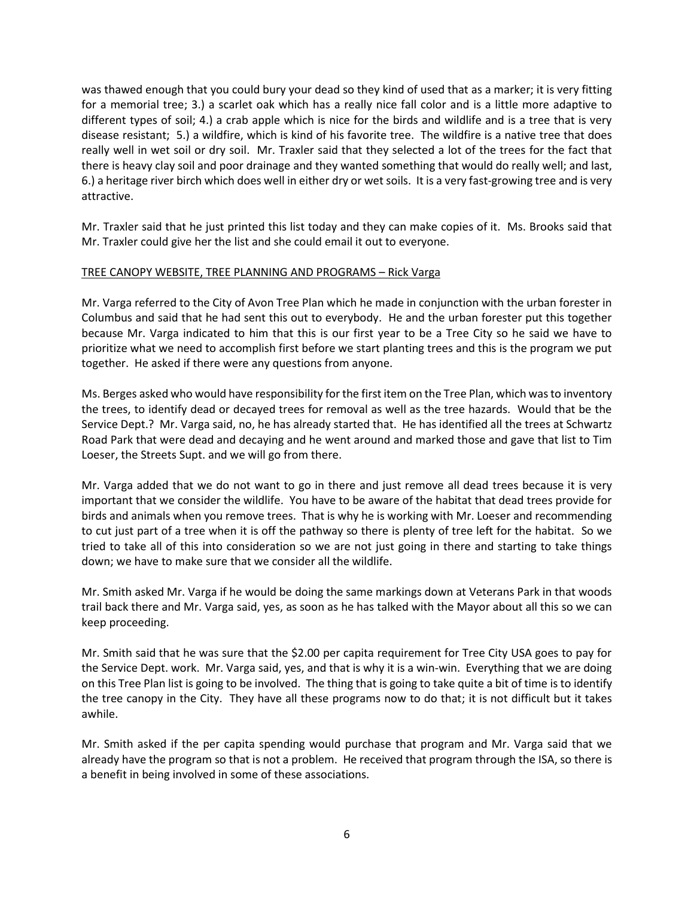was thawed enough that you could bury your dead so they kind of used that as a marker; it is very fitting for a memorial tree; 3.) a scarlet oak which has a really nice fall color and is a little more adaptive to different types of soil; 4.) a crab apple which is nice for the birds and wildlife and is a tree that is very disease resistant; 5.) a wildfire, which is kind of his favorite tree. The wildfire is a native tree that does really well in wet soil or dry soil. Mr. Traxler said that they selected a lot of the trees for the fact that there is heavy clay soil and poor drainage and they wanted something that would do really well; and last, 6.) a heritage river birch which does well in either dry or wet soils. It is a very fast-growing tree and is very attractive.

Mr. Traxler said that he just printed this list today and they can make copies of it. Ms. Brooks said that Mr. Traxler could give her the list and she could email it out to everyone.

<u>TREE CANOPY WEBSITE, TREE PLANNING AND PROGRAMS – Rick Varga</u>

Mr. Varga referred to the City of Avon Tree Plan which he made in conjunction with the urban forester in Columbus and said that he had sent this out to everybody. He and the urban forester put this together because Mr. Varga indicated to him that this is our first year to be a Tree City so he said we have to prioritize what we need to accomplish first before we start planting trees and this is the program we put together. He asked if there were any questions from anyone.

Ms. Berges asked who would have responsibility for the first item on the Tree Plan, which was to inventory the trees, to identify dead or decayed trees for removal as well as the tree hazards. Would that be the Service Dept.? Mr. Varga said, no, he has already started that. He has identified all the trees at Schwartz Road Park that were dead and decaying and he went around and marked those and gave that list to Tim Loeser, the Streets Supt. and we will go from there.

Mr. Varga added that we do not want to go in there and just remove all dead trees because it is very important that we consider the wildlife. You have to be aware of the habitat that dead trees provide for birds and animals when you remove trees. That is why he is working with Mr. Loeser and recommending to cut just part of a tree when it is off the pathway so there is plenty of tree left for the habitat. So we tried to take all of this into consideration so we are not just going in there and starting to take things down; we have to make sure that we consider all the wildlife.

Mr. Smith asked Mr. Varga if he would be doing the same markings down at Veterans Park in that woods trail back there and Mr. Varga said, yes, as soon as he has talked with the Mayor about all this so we can keep proceeding.

Mr. Smith said that he was sure that the $2.00 per capita requirement for Tree City USA goes to pay for the Service Dept. work. Mr. Varga said, yes, and that is why it is a win-win. Everything that we are doing on this Tree Plan list is going to be involved. The thing that is going to take quite a bit of time is to identify the tree canopy in the City. They have all these programs now to do that; it is not difficult but it takes awhile.

Mr. Smith asked if the per capita spending would purchase that program and Mr. Varga said that we already have the program so that is not a problem. He received that program through the ISA, so there is a benefit in being involved in some of these associations.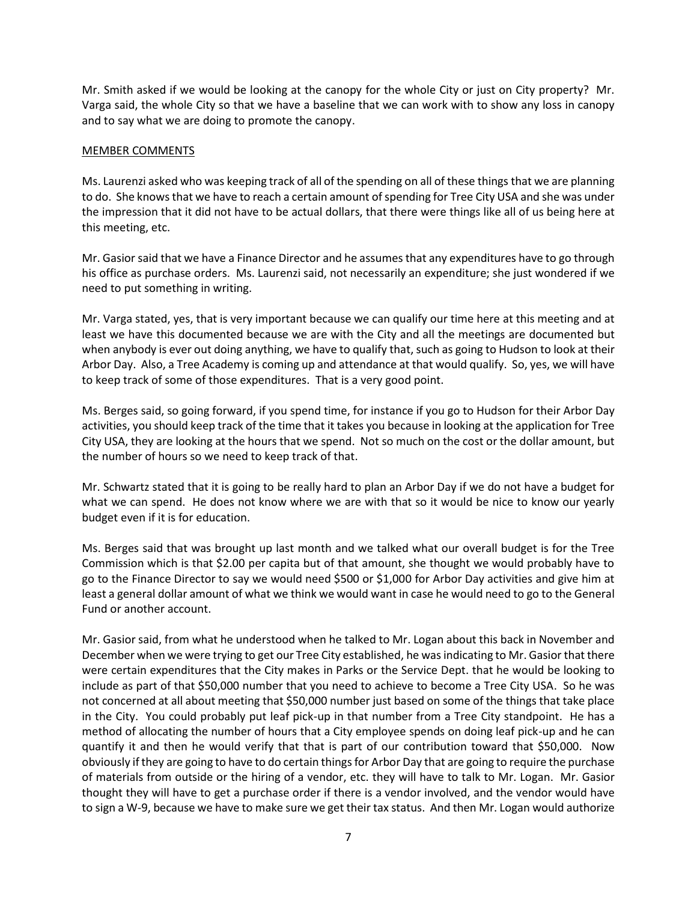Mr. Smith asked if we would be looking at the canopy for the whole City or just on City property? Mr. Varga said, the whole City so that we have a baseline that we can work with to show any loss in canopy and to say what we are doing to promote the canopy.

MEMBER COMMENTS

Ms. Laurenzi asked who was keeping track of all of the spending on all of these things that we are planning to do. She knows that we have to reach a certain amount of spending for Tree City USA and she was under the impression that it did not have to be actual dollars, that there were things like all of us being here at this meeting, etc.

Mr. Gasior said that we have a Finance Director and he assumes that any expenditures have to go through his office as purchase orders. Ms. Laurenzi said, not necessarily an expenditure; she just wondered if we need to put something in writing.

Mr. Varga stated, yes, that is very important because we can qualify our time here at this meeting and at least we have this documented because we are with the City and all the meetings are documented but when anybody is ever out doing anything, we have to qualify that, such as going to Hudson to look at their Arbor Day. Also, a Tree Academy is coming up and attendance at that would qualify. So, yes, we will have to keep track of some of those expenditures. That is a very good point.

Ms. Berges said, so going forward, if you spend time, for instance if you go to Hudson for their Arbor Day activities, you should keep track of the time that it takes you because in looking at the application for Tree City USA, they are looking at the hours that we spend. Not so much on the cost or the dollar amount, but the number of hours so we need to keep track of that.

Mr. Schwartz stated that it is going to be really hard to plan an Arbor Day if we do not have a budget for what we can spend. He does not know where we are with that so it would be nice to know our yearly budget even if it is for education.

Ms. Berges said that was brought up last month and we talked what our overall budget is for the Tree Commission which is that $2.00 per capita but of that amount, she thought we would probably have to go to the Finance Director to say we would need $500 or $1,000 for Arbor Day activities and give him at least a general dollar amount of what we think we would want in case he would need to go to the General Fund or another account.

Mr. Gasior said, from what he understood when he talked to Mr. Logan about this back in November and December when we were trying to get our Tree City established, he was indicating to Mr. Gasior that there were certain expenditures that the City makes in Parks or the Service Dept. that he would be looking to include as part of that $50,000 number that you need to achieve to become a Tree City USA. So he was not concerned at all about meeting that $50,000 number just based on some of the things that take place in the City. You could probably put leaf pick-up in that number from a Tree City standpoint. He has a method of allocating the number of hours that a City employee spends on doing leaf pick-up and he can quantify it and then he would verify that that is part of our contribution toward that $50,000. Now obviously if they are going to have to do certain things for Arbor Day that are going to require the purchase of materials from outside or the hiring of a vendor, etc. they will have to talk to Mr. Logan. Mr. Gasior thought they will have to get a purchase order if there is a vendor involved, and the vendor would have to sign a W-9, because we have to make sure we get their tax status. And then Mr. Logan would authorize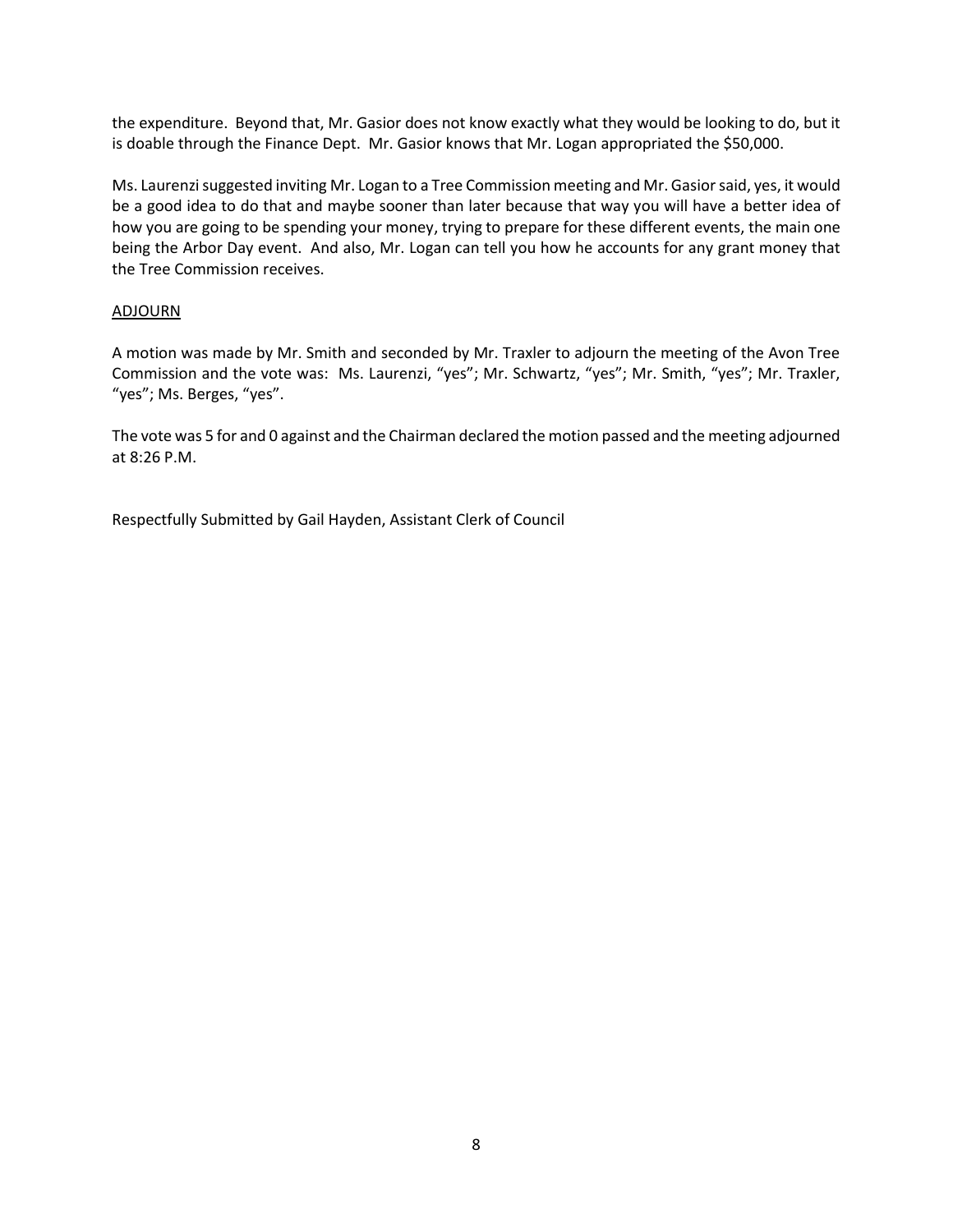the expenditure. Beyond that, Mr. Gasior does not know exactly what they would be looking to do, but it is doable through the Finance Dept. Mr. Gasior knows that Mr. Logan appropriated the $50,000.

Ms. Laurenzi suggested inviting Mr. Logan to a Tree Commission meeting and Mr. Gasior said, yes, it would be a good idea to do that and maybe sooner than later because that way you will have a better idea of how you are going to be spending your money, trying to prepare for these different events, the main one being the Arbor Day event. And also, Mr. Logan can tell you how he accounts for any grant money that the Tree Commission receives.

<u>ADJOURN</u>

A motion was made by Mr. Smith and seconded by Mr. Traxler to adjourn the meeting of the Avon Tree Commission and the vote was: Ms. Laurenzi, "yes"; Mr. Schwartz, "yes"; Mr. Smith, "yes"; Mr. Traxler, "yes"; Ms. Berges, "yes".

The vote was 5 for and 0 against and the Chairman declared the motion passed and the meeting adjourned at 8:26 P.M.

Respectfully Submitted by Gail Hayden, Assistant Clerk of Council